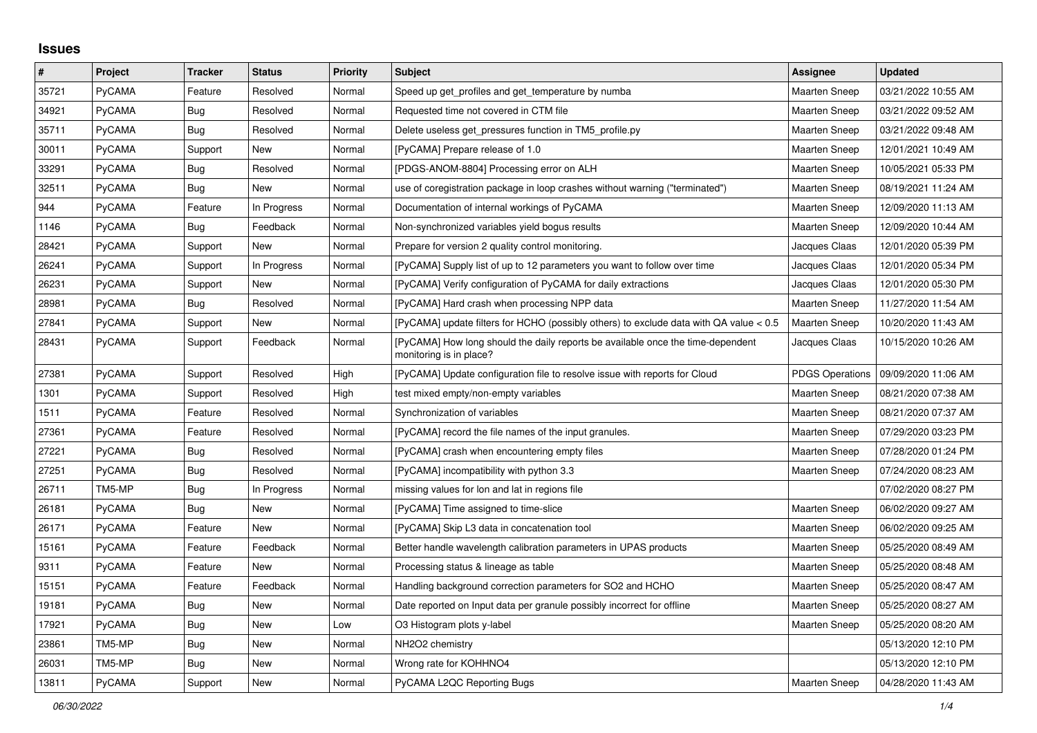## Issues

| # | Project | Tracker | Status | Priority | Subject | Assignee | Updated |
|---|---|---|---|---|---|---|---|
| 35721 | PyCAMA | Feature | Resolved | Normal | Speed up get_profiles and get_temperature by numba | Maarten Sneep | 03/21/2022 10:55 AM |
| 34921 | PyCAMA | Bug | Resolved | Normal | Requested time not covered in CTM file | Maarten Sneep | 03/21/2022 09:52 AM |
| 35711 | PyCAMA | Bug | Resolved | Normal | Delete useless get_pressures function in TM5_profile.py | Maarten Sneep | 03/21/2022 09:48 AM |
| 30011 | PyCAMA | Support | New | Normal | [PyCAMA] Prepare release of 1.0 | Maarten Sneep | 12/01/2021 10:49 AM |
| 33291 | PyCAMA | Bug | Resolved | Normal | [PDGS-ANOM-8804] Processing error on ALH | Maarten Sneep | 10/05/2021 05:33 PM |
| 32511 | PyCAMA | Bug | New | Normal | use of coregistration package in loop crashes without warning ("terminated") | Maarten Sneep | 08/19/2021 11:24 AM |
| 944 | PyCAMA | Feature | In Progress | Normal | Documentation of internal workings of PyCAMA | Maarten Sneep | 12/09/2020 11:13 AM |
| 1146 | PyCAMA | Bug | Feedback | Normal | Non-synchronized variables yield bogus results | Maarten Sneep | 12/09/2020 10:44 AM |
| 28421 | PyCAMA | Support | New | Normal | Prepare for version 2 quality control monitoring. | Jacques Claas | 12/01/2020 05:39 PM |
| 26241 | PyCAMA | Support | In Progress | Normal | [PyCAMA] Supply list of up to 12 parameters you want to follow over time | Jacques Claas | 12/01/2020 05:34 PM |
| 26231 | PyCAMA | Support | New | Normal | [PyCAMA] Verify configuration of PyCAMA for daily extractions | Jacques Claas | 12/01/2020 05:30 PM |
| 28981 | PyCAMA | Bug | Resolved | Normal | [PyCAMA] Hard crash when processing NPP data | Maarten Sneep | 11/27/2020 11:54 AM |
| 27841 | PyCAMA | Support | New | Normal | [PyCAMA] update filters for HCHO (possibly others) to exclude data with QA value < 0.5 | Maarten Sneep | 10/20/2020 11:43 AM |
| 28431 | PyCAMA | Support | Feedback | Normal | [PyCAMA] How long should the daily reports be available once the time-dependent monitoring is in place? | Jacques Claas | 10/15/2020 10:26 AM |
| 27381 | PyCAMA | Support | Resolved | High | [PyCAMA] Update configuration file to resolve issue with reports for Cloud | PDGS Operations | 09/09/2020 11:06 AM |
| 1301 | PyCAMA | Support | Resolved | High | test mixed empty/non-empty variables | Maarten Sneep | 08/21/2020 07:38 AM |
| 1511 | PyCAMA | Feature | Resolved | Normal | Synchronization of variables | Maarten Sneep | 08/21/2020 07:37 AM |
| 27361 | PyCAMA | Feature | Resolved | Normal | [PyCAMA] record the file names of the input granules. | Maarten Sneep | 07/29/2020 03:23 PM |
| 27221 | PyCAMA | Bug | Resolved | Normal | [PyCAMA] crash when encountering empty files | Maarten Sneep | 07/28/2020 01:24 PM |
| 27251 | PyCAMA | Bug | Resolved | Normal | [PyCAMA] incompatibility with python 3.3 | Maarten Sneep | 07/24/2020 08:23 AM |
| 26711 | TM5-MP | Bug | In Progress | Normal | missing values for lon and lat in regions file | | 07/02/2020 08:27 PM |
| 26181 | PyCAMA | Bug | New | Normal | [PyCAMA] Time assigned to time-slice | Maarten Sneep | 06/02/2020 09:27 AM |
| 26171 | PyCAMA | Feature | New | Normal | [PyCAMA] Skip L3 data in concatenation tool | Maarten Sneep | 06/02/2020 09:25 AM |
| 15161 | PyCAMA | Feature | Feedback | Normal | Better handle wavelength calibration parameters in UPAS products | Maarten Sneep | 05/25/2020 08:49 AM |
| 9311 | PyCAMA | Feature | New | Normal | Processing status & lineage as table | Maarten Sneep | 05/25/2020 08:48 AM |
| 15151 | PyCAMA | Feature | Feedback | Normal | Handling background correction parameters for SO2 and HCHO | Maarten Sneep | 05/25/2020 08:47 AM |
| 19181 | PyCAMA | Bug | New | Normal | Date reported on Input data per granule possibly incorrect for offline | Maarten Sneep | 05/25/2020 08:27 AM |
| 17921 | PyCAMA | Bug | New | Low | O3 Histogram plots y-label | Maarten Sneep | 05/25/2020 08:20 AM |
| 23861 | TM5-MP | Bug | New | Normal | NH2O2 chemistry | | 05/13/2020 12:10 PM |
| 26031 | TM5-MP | Bug | New | Normal | Wrong rate for KOHHNO4 | | 05/13/2020 12:10 PM |
| 13811 | PyCAMA | Support | New | Normal | PyCAMA L2QC Reporting Bugs | Maarten Sneep | 04/28/2020 11:43 AM |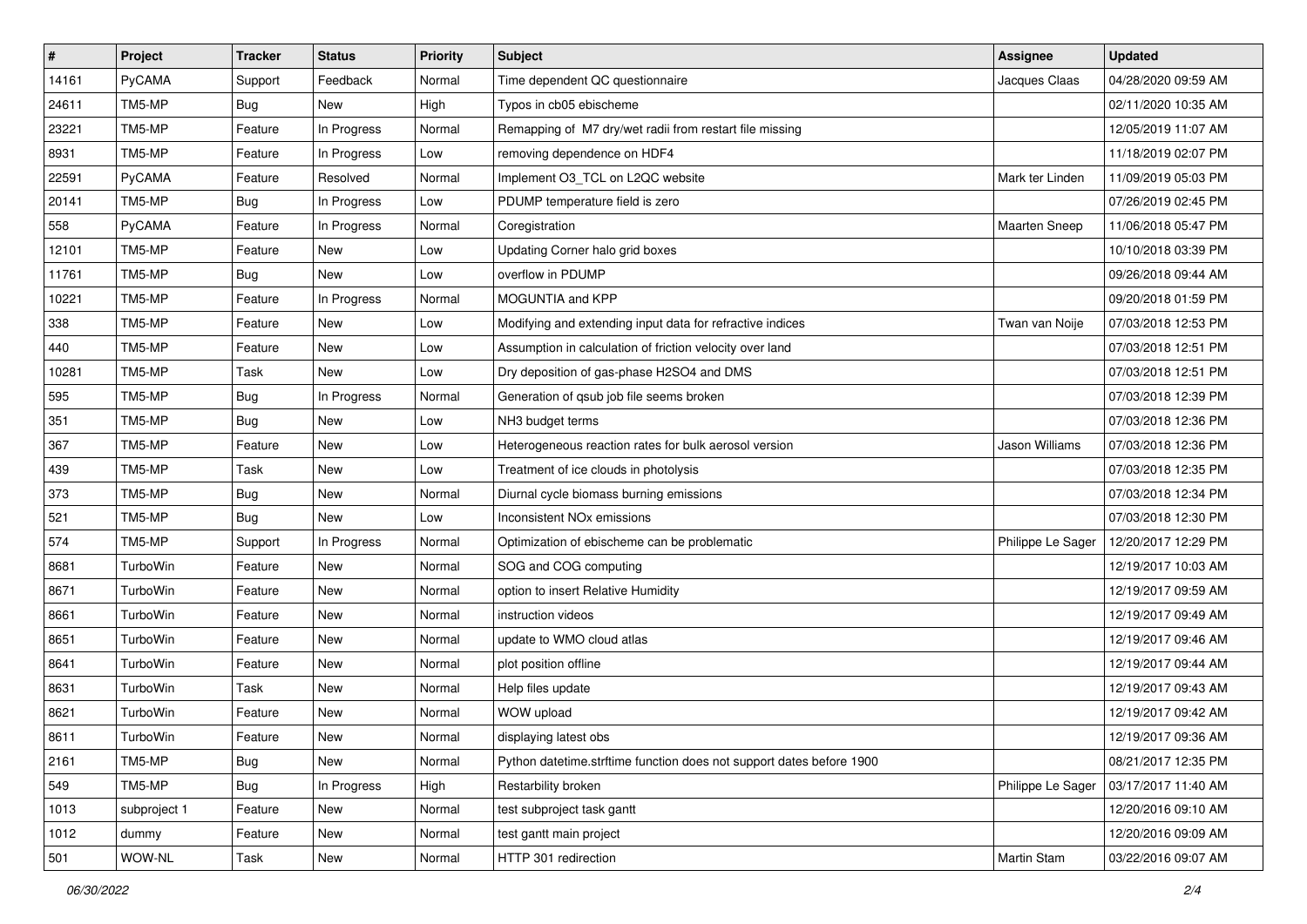| # | Project | Tracker | Status | Priority | Subject | Assignee | Updated |
|---|---|---|---|---|---|---|---|
| 14161 | PyCAMA | Support | Feedback | Normal | Time dependent QC questionnaire | Jacques Claas | 04/28/2020 09:59 AM |
| 24611 | TM5-MP | Bug | New | High | Typos in cb05 ebischeme | | 02/11/2020 10:35 AM |
| 23221 | TM5-MP | Feature | In Progress | Normal | Remapping of M7 dry/wet radii from restart file missing | | 12/05/2019 11:07 AM |
| 8931 | TM5-MP | Feature | In Progress | Low | removing dependence on HDF4 | | 11/18/2019 02:07 PM |
| 22591 | PyCAMA | Feature | Resolved | Normal | Implement O3_TCL on L2QC website | Mark ter Linden | 11/09/2019 05:03 PM |
| 20141 | TM5-MP | Bug | In Progress | Low | PDUMP temperature field is zero | | 07/26/2019 02:45 PM |
| 558 | PyCAMA | Feature | In Progress | Normal | Coregistration | Maarten Sneep | 11/06/2018 05:47 PM |
| 12101 | TM5-MP | Feature | New | Low | Updating Corner halo grid boxes | | 10/10/2018 03:39 PM |
| 11761 | TM5-MP | Bug | New | Low | overflow in PDUMP | | 09/26/2018 09:44 AM |
| 10221 | TM5-MP | Feature | In Progress | Normal | MOGUNTIA and KPP | | 09/20/2018 01:59 PM |
| 338 | TM5-MP | Feature | New | Low | Modifying and extending input data for refractive indices | Twan van Noije | 07/03/2018 12:53 PM |
| 440 | TM5-MP | Feature | New | Low | Assumption in calculation of friction velocity over land | | 07/03/2018 12:51 PM |
| 10281 | TM5-MP | Task | New | Low | Dry deposition of gas-phase H2SO4 and DMS | | 07/03/2018 12:51 PM |
| 595 | TM5-MP | Bug | In Progress | Normal | Generation of qsub job file seems broken | | 07/03/2018 12:39 PM |
| 351 | TM5-MP | Bug | New | Low | NH3 budget terms | | 07/03/2018 12:36 PM |
| 367 | TM5-MP | Feature | New | Low | Heterogeneous reaction rates for bulk aerosol version | Jason Williams | 07/03/2018 12:36 PM |
| 439 | TM5-MP | Task | New | Low | Treatment of ice clouds in photolysis | | 07/03/2018 12:35 PM |
| 373 | TM5-MP | Bug | New | Normal | Diurnal cycle biomass burning emissions | | 07/03/2018 12:34 PM |
| 521 | TM5-MP | Bug | New | Low | Inconsistent NOx emissions | | 07/03/2018 12:30 PM |
| 574 | TM5-MP | Support | In Progress | Normal | Optimization of ebischeme can be problematic | Philippe Le Sager | 12/20/2017 12:29 PM |
| 8681 | TurboWin | Feature | New | Normal | SOG and COG computing | | 12/19/2017 10:03 AM |
| 8671 | TurboWin | Feature | New | Normal | option to insert Relative Humidity | | 12/19/2017 09:59 AM |
| 8661 | TurboWin | Feature | New | Normal | instruction videos | | 12/19/2017 09:49 AM |
| 8651 | TurboWin | Feature | New | Normal | update to WMO cloud atlas | | 12/19/2017 09:46 AM |
| 8641 | TurboWin | Feature | New | Normal | plot position offline | | 12/19/2017 09:44 AM |
| 8631 | TurboWin | Task | New | Normal | Help files update | | 12/19/2017 09:43 AM |
| 8621 | TurboWin | Feature | New | Normal | WOW upload | | 12/19/2017 09:42 AM |
| 8611 | TurboWin | Feature | New | Normal | displaying latest obs | | 12/19/2017 09:36 AM |
| 2161 | TM5-MP | Bug | New | Normal | Python datetime.strftime function does not support dates before 1900 | | 08/21/2017 12:35 PM |
| 549 | TM5-MP | Bug | In Progress | High | Restarbility broken | Philippe Le Sager | 03/17/2017 11:40 AM |
| 1013 | subproject 1 | Feature | New | Normal | test subproject task gantt | | 12/20/2016 09:10 AM |
| 1012 | dummy | Feature | New | Normal | test gantt main project | | 12/20/2016 09:09 AM |
| 501 | WOW-NL | Task | New | Normal | HTTP 301 redirection | Martin Stam | 03/22/2016 09:07 AM |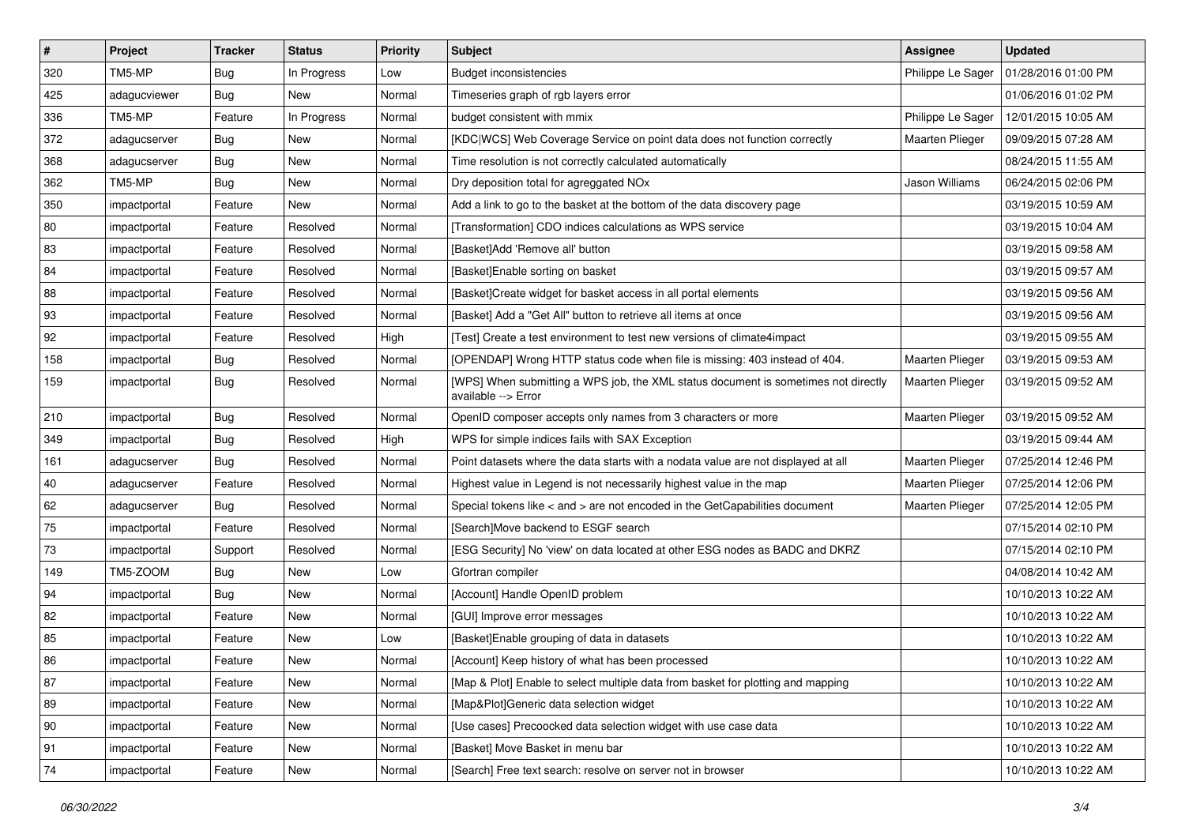| # | Project | Tracker | Status | Priority | Subject | Assignee | Updated |
|---|---|---|---|---|---|---|---|
| 320 | TM5-MP | Bug | In Progress | Low | Budget inconsistencies | Philippe Le Sager | 01/28/2016 01:00 PM |
| 425 | adagucviewer | Bug | New | Normal | Timeseries graph of rgb layers error | | 01/06/2016 01:02 PM |
| 336 | TM5-MP | Feature | In Progress | Normal | budget consistent with mmix | Philippe Le Sager | 12/01/2015 10:05 AM |
| 372 | adagucserver | Bug | New | Normal | [KDC\|WCS] Web Coverage Service on point data does not function correctly | Maarten Plieger | 09/09/2015 07:28 AM |
| 368 | adagucserver | Bug | New | Normal | Time resolution is not correctly calculated automatically | | 08/24/2015 11:55 AM |
| 362 | TM5-MP | Bug | New | Normal | Dry deposition total for agreggated NOx | Jason Williams | 06/24/2015 02:06 PM |
| 350 | impactportal | Feature | New | Normal | Add a link to go to the basket at the bottom of the data discovery page | | 03/19/2015 10:59 AM |
| 80 | impactportal | Feature | Resolved | Normal | [Transformation] CDO indices calculations as WPS service | | 03/19/2015 10:04 AM |
| 83 | impactportal | Feature | Resolved | Normal | [Basket]Add 'Remove all' button | | 03/19/2015 09:58 AM |
| 84 | impactportal | Feature | Resolved | Normal | [Basket]Enable sorting on basket | | 03/19/2015 09:57 AM |
| 88 | impactportal | Feature | Resolved | Normal | [Basket]Create widget for basket access in all portal elements | | 03/19/2015 09:56 AM |
| 93 | impactportal | Feature | Resolved | Normal | [Basket] Add a "Get All" button to retrieve all items at once | | 03/19/2015 09:56 AM |
| 92 | impactportal | Feature | Resolved | High | [Test] Create a test environment to test new versions of climate4impact | | 03/19/2015 09:55 AM |
| 158 | impactportal | Bug | Resolved | Normal | [OPENDAP] Wrong HTTP status code when file is missing: 403 instead of 404. | Maarten Plieger | 03/19/2015 09:53 AM |
| 159 | impactportal | Bug | Resolved | Normal | [WPS] When submitting a WPS job, the XML status document is sometimes not directly available --> Error | Maarten Plieger | 03/19/2015 09:52 AM |
| 210 | impactportal | Bug | Resolved | Normal | OpenID composer accepts only names from 3 characters or more | Maarten Plieger | 03/19/2015 09:52 AM |
| 349 | impactportal | Bug | Resolved | High | WPS for simple indices fails with SAX Exception | | 03/19/2015 09:44 AM |
| 161 | adagucserver | Bug | Resolved | Normal | Point datasets where the data starts with a nodata value are not displayed at all | Maarten Plieger | 07/25/2014 12:46 PM |
| 40 | adagucserver | Feature | Resolved | Normal | Highest value in Legend is not necessarily highest value in the map | Maarten Plieger | 07/25/2014 12:06 PM |
| 62 | adagucserver | Bug | Resolved | Normal | Special tokens like < and > are not encoded in the GetCapabilities document | Maarten Plieger | 07/25/2014 12:05 PM |
| 75 | impactportal | Feature | Resolved | Normal | [Search]Move backend to ESGF search | | 07/15/2014 02:10 PM |
| 73 | impactportal | Support | Resolved | Normal | [ESG Security] No 'view' on data located at other ESG nodes as BADC and DKRZ | | 07/15/2014 02:10 PM |
| 149 | TM5-ZOOM | Bug | New | Low | Gfortran compiler | | 04/08/2014 10:42 AM |
| 94 | impactportal | Bug | New | Normal | [Account] Handle OpenID problem | | 10/10/2013 10:22 AM |
| 82 | impactportal | Feature | New | Normal | [GUI] Improve error messages | | 10/10/2013 10:22 AM |
| 85 | impactportal | Feature | New | Low | [Basket]Enable grouping of data in datasets | | 10/10/2013 10:22 AM |
| 86 | impactportal | Feature | New | Normal | [Account] Keep history of what has been processed | | 10/10/2013 10:22 AM |
| 87 | impactportal | Feature | New | Normal | [Map & Plot] Enable to select multiple data from basket for plotting and mapping | | 10/10/2013 10:22 AM |
| 89 | impactportal | Feature | New | Normal | [Map&Plot]Generic data selection widget | | 10/10/2013 10:22 AM |
| 90 | impactportal | Feature | New | Normal | [Use cases] Precoocked data selection widget with use case data | | 10/10/2013 10:22 AM |
| 91 | impactportal | Feature | New | Normal | [Basket] Move Basket in menu bar | | 10/10/2013 10:22 AM |
| 74 | impactportal | Feature | New | Normal | [Search] Free text search: resolve on server not in browser | | 10/10/2013 10:22 AM |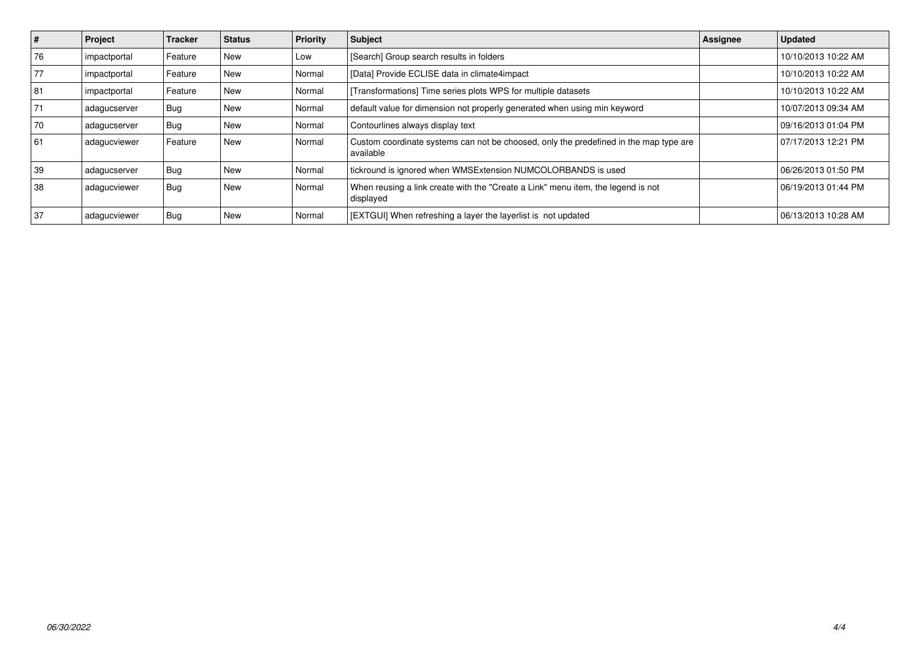| # | Project | Tracker | Status | Priority | Subject | Assignee | Updated |
|---|---|---|---|---|---|---|---|
| 76 | impactportal | Feature | New | Low | [Search] Group search results in folders | | 10/10/2013 10:22 AM |
| 77 | impactportal | Feature | New | Normal | [Data] Provide ECLISE data in climate4impact | | 10/10/2013 10:22 AM |
| 81 | impactportal | Feature | New | Normal | [Transformations] Time series plots WPS for multiple datasets | | 10/10/2013 10:22 AM |
| 71 | adagucserver | Bug | New | Normal | default value for dimension not properly generated when using min keyword | | 10/07/2013 09:34 AM |
| 70 | adagucserver | Bug | New | Normal | Contourlines always display text | | 09/16/2013 01:04 PM |
| 61 | adagucviewer | Feature | New | Normal | Custom coordinate systems can not be choosed, only the predefined in the map type are available | | 07/17/2013 12:21 PM |
| 39 | adagucserver | Bug | New | Normal | tickround is ignored when WMSExtension NUMCOLORBANDS is used | | 06/26/2013 01:50 PM |
| 38 | adagucviewer | Bug | New | Normal | When reusing a link create with the "Create a Link" menu item, the legend is not displayed | | 06/19/2013 01:44 PM |
| 37 | adagucviewer | Bug | New | Normal | [EXTGUI] When refreshing a layer the layerlist is not updated | | 06/13/2013 10:28 AM |